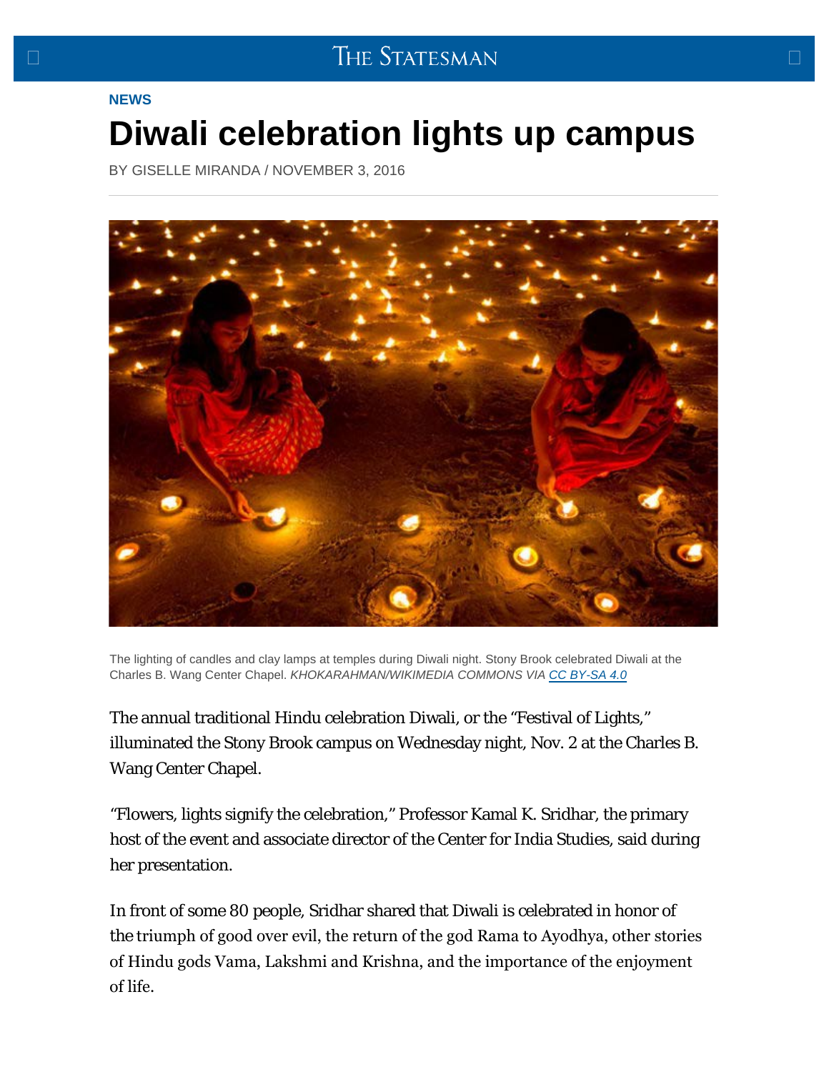NEWS

# Diwali celebration lights up campus

BY GISELLE MIRANDA / NOVEMBER 3, 2016

The lighting of candles and clay lamps at temples during Diwali night. Stony Brook celebrated Diwali at the Charles B. Wang Center Chapel. *KHOKARAHMAN/WIKIMEDIA COMMONS VIA CC BY-SA 4.0*

The annual traditional Hindu celebration Diwali, or the "Festival of Lights," illuminated the Stony Brook campus on Wednesday night, Nov. 2 at the Charles B. Wang Center Chapel.

"Flowers, lights signify the celebration," Professor Kamal K. Sridhar, the primary host of the event and associate director of the Center for India Studies, said during her presentation.

In front of some 80 people, Sridhar shared that Diwali is celebrated in honor of the triumph of good over evil, the return of the god Rama to Ayodhya, other stories of Hindu gods Vama, Lakshmi and Krishna, and the importance of the enjoyment of life.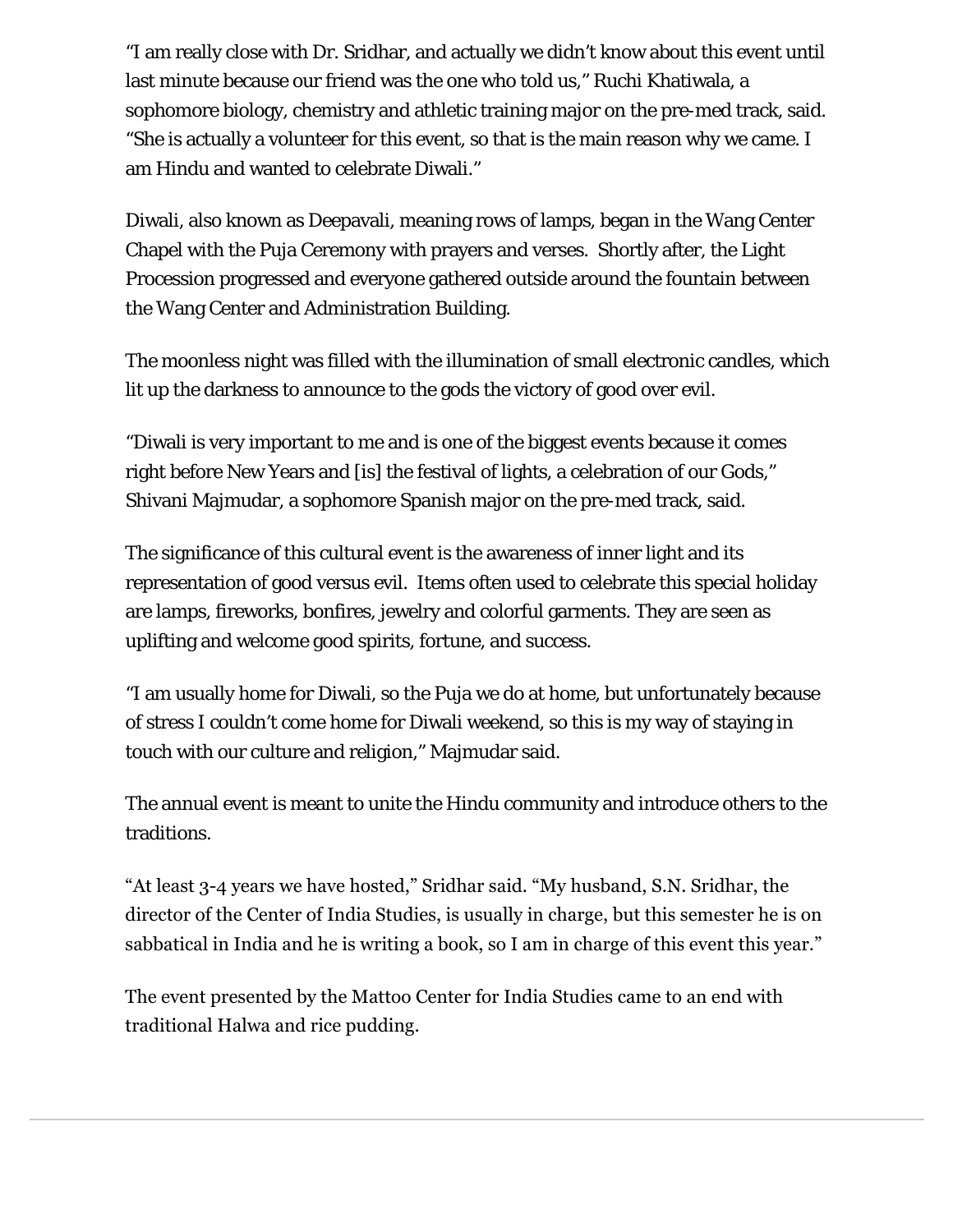"I am really close with Dr. Sridhar, and actually we didn't know about this event until last minute because our friend was the one who told us," Ruchi Khatiwala, a sophomore biology, chemistry and athletic training major on the pre-med track, said. "She is actually a volunteer for this event, so that is the main reason why we came. I am Hindu and wanted to celebrate Diwali."

Diwali, also known as Deepavali, meaning rows of lamps, began in the Wang Center Chapel with the Puja Ceremony with prayers and verses. Shortly after, the Light Procession progressed and everyone gathered outside around the fountain between the Wang Center and Administration Building.

The moonless night was filled with the illumination of small electronic candles, which lit up the darkness to announce to the gods the victory of good over evil.

"Diwali is very important to me and is one of the biggest events because it comes right before New Years and [is] the festival of lights, a celebration of our Gods," Shivani Majmudar, a sophomore Spanish major on the pre-med track, said.

The significance of this cultural event is the awareness of inner light and its representation of good versus evil. Items often used to celebrate this special holiday are lamps, fireworks, bonfires, jewelry and colorful garments. They are seen as uplifting and welcome good spirits, fortune, and success.

"I am usually home for Diwali, so the Puja we do at home, but unfortunately because of stress I couldn't come home for Diwali weekend, so this is my way of staying in touch with our culture and religion," Majmudar said.

The annual event is meant to unite the Hindu community and introduce others to the traditions.

"At least 3-4 years we have hosted," Sridhar said. "My husband, S.N. Sridhar, the director of the Center of India Studies, is usually in charge, but this semester he is on sabbatical in India and he is writing a book, so I am in charge of this event this year."

The event presented by the Mattoo Center for India Studies came to an end with traditional Halwa and rice pudding.